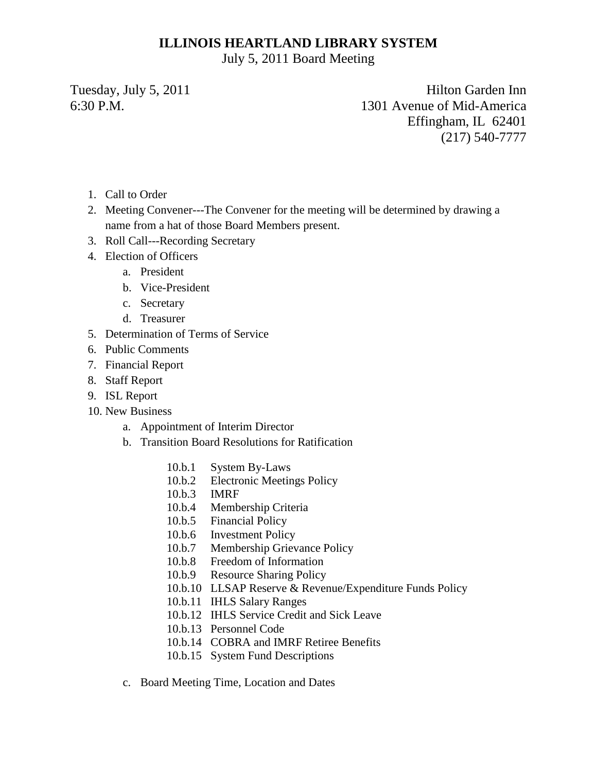# ILLINOIS HEARTLAND LIBRARY SYSTEM

July 5, 2011 Board Meeting

Tuesday, July 5, 2011
6:30 P.M.

Hilton Garden Inn
1301 Avenue of Mid-America
Effingham, IL 62401
(217) 540-7777

1. Call to Order
2. Meeting Convener---The Convener for the meeting will be determined by drawing a name from a hat of those Board Members present.
3. Roll Call---Recording Secretary
4. Election of Officers
    a. President
    b. Vice-President
    c. Secretary
    d. Treasurer
5. Determination of Terms of Service
6. Public Comments
7. Financial Report
8. Staff Report
9. ISL Report
10. New Business
    a. Appointment of Interim Director
    b. Transition Board Resolutions for Ratification
        - 10.b.1 System By-Laws
        - 10.b.2 Electronic Meetings Policy
        - 10.b.3 IMRF
        - 10.b.4 Membership Criteria
        - 10.b.5 Financial Policy
        - 10.b.6 Investment Policy
        - 10.b.7 Membership Grievance Policy
        - 10.b.8 Freedom of Information
        - 10.b.9 Resource Sharing Policy
        - 10.b.10 LLSAP Reserve & Revenue/Expenditure Funds Policy
        - 10.b.11 IHLS Salary Ranges
        - 10.b.12 IHLS Service Credit and Sick Leave
        - 10.b.13 Personnel Code
        - 10.b.14 COBRA and IMRF Retiree Benefits
        - 10.b.15 System Fund Descriptions
    c. Board Meeting Time, Location and Dates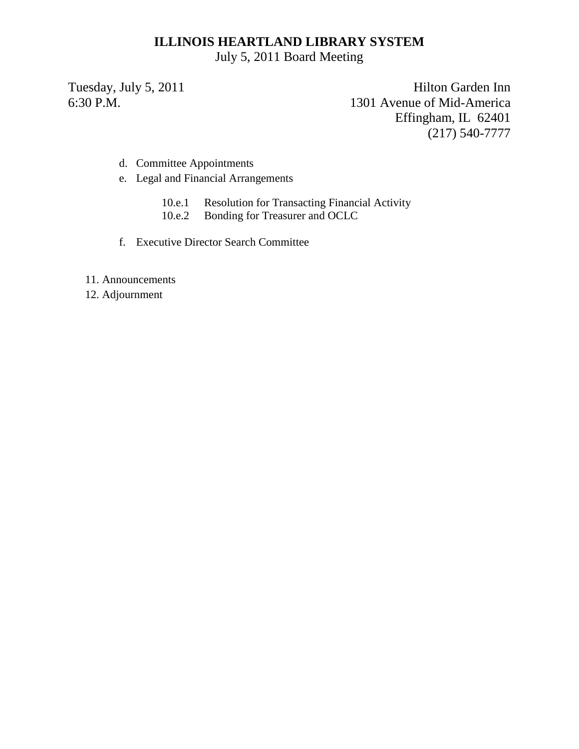**ILLINOIS HEARTLAND LIBRARY SYSTEM**
July 5, 2011 Board Meeting

Tuesday, July 5, 2011
6:30 P.M.

Hilton Garden Inn
1301 Avenue of Mid-America
Effingham, IL 62401
(217) 540-7777

d. Committee Appointments
e. Legal and Financial Arrangements
   - 10.e.1 Resolution for Transacting Financial Activity
   - 10.e.2 Bonding for Treasurer and OCLC
f. Executive Director Search Committee

11. Announcements
12. Adjournment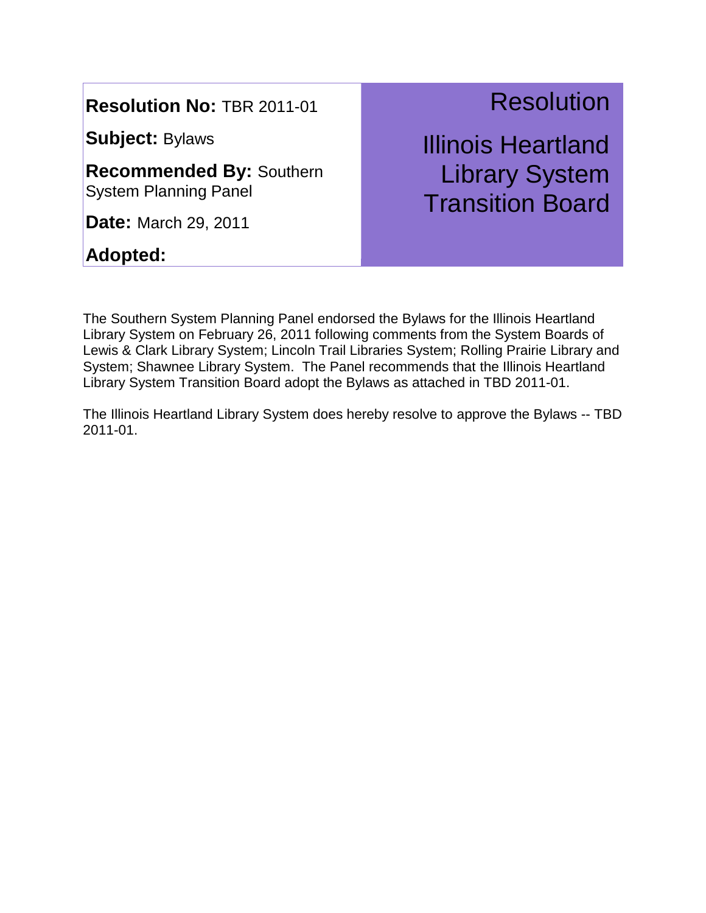**Resolution No:** TBR 2011-01

**Subject:** Bylaws

**Recommended By:** Southern System Planning Panel

**Date:** March 29, 2011

**Adopted:**

# Resolution

# Illinois Heartland Library System Transition Board

The Southern System Planning Panel endorsed the Bylaws for the Illinois Heartland Library System on February 26, 2011 following comments from the System Boards of Lewis & Clark Library System; Lincoln Trail Libraries System; Rolling Prairie Library and System; Shawnee Library System. The Panel recommends that the Illinois Heartland Library System Transition Board adopt the Bylaws as attached in TBD 2011-01.

The Illinois Heartland Library System does hereby resolve to approve the Bylaws -- TBD 2011-01.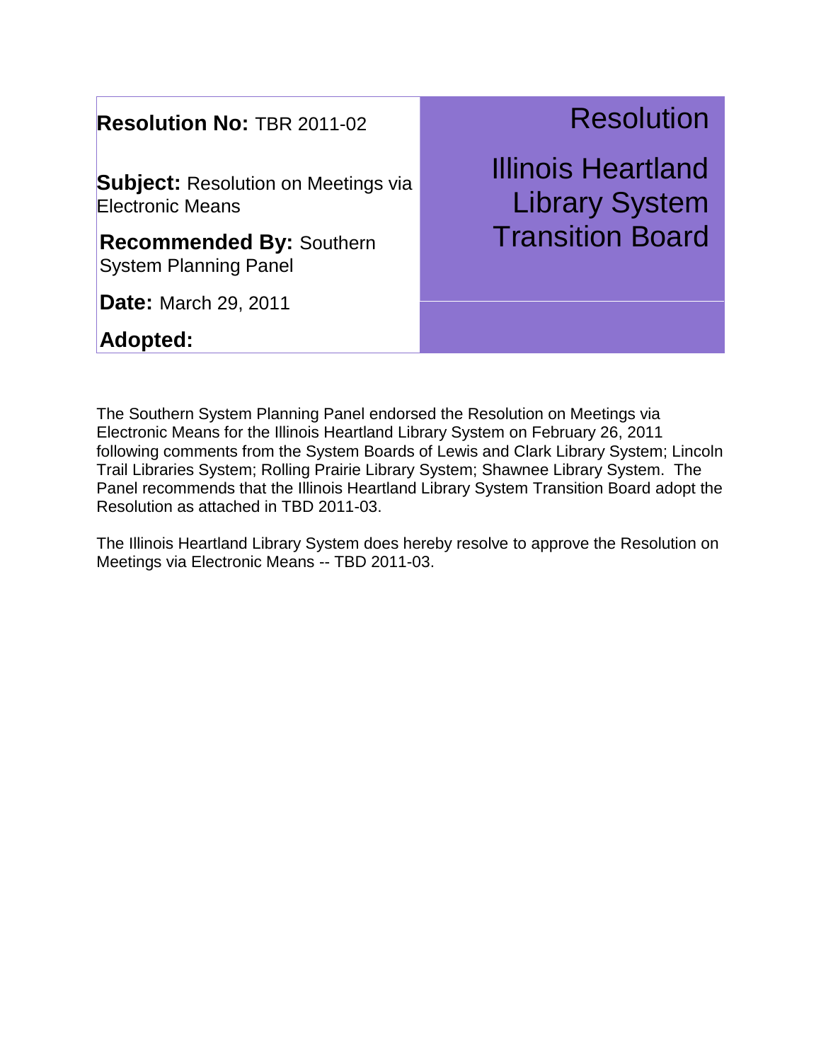**Resolution No:** TBR 2011-02

**Subject:** Resolution on Meetings via Electronic Means

**Recommended By:** Southern System Planning Panel

**Date:** March 29, 2011

**Adopted:**

# Resolution

# Illinois Heartland Library System Transition Board

The Southern System Planning Panel endorsed the Resolution on Meetings via Electronic Means for the Illinois Heartland Library System on February 26, 2011 following comments from the System Boards of Lewis and Clark Library System; Lincoln Trail Libraries System; Rolling Prairie Library System; Shawnee Library System. The Panel recommends that the Illinois Heartland Library System Transition Board adopt the Resolution as attached in TBD 2011-03.

The Illinois Heartland Library System does hereby resolve to approve the Resolution on Meetings via Electronic Means -- TBD 2011-03.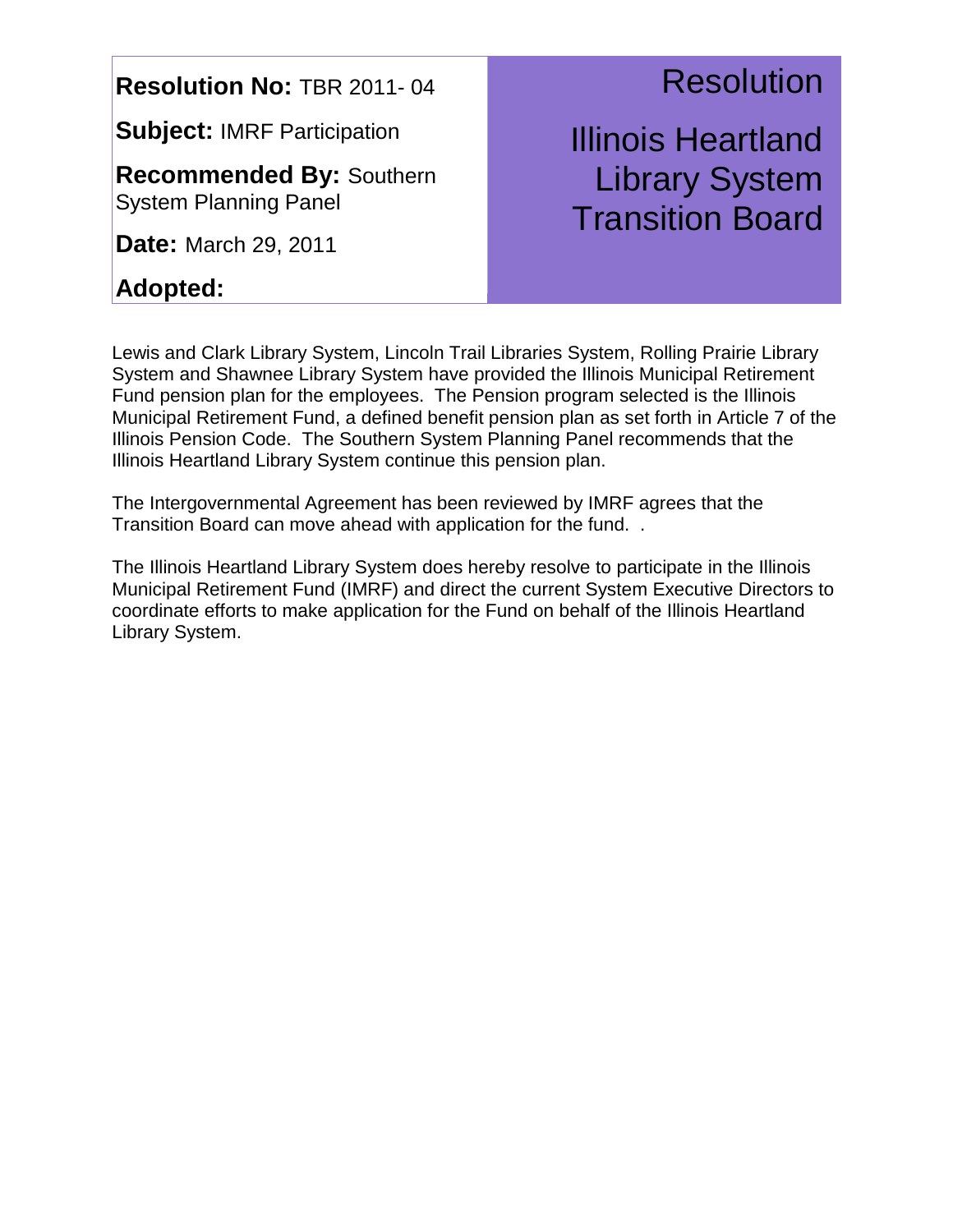**Resolution No:** TBR 2011- 04

**Subject:** IMRF Participation

**Recommended By:** Southern System Planning Panel

**Date:** March 29, 2011

**Adopted:**

# Resolution

# Illinois Heartland Library System Transition Board

Lewis and Clark Library System, Lincoln Trail Libraries System, Rolling Prairie Library System and Shawnee Library System have provided the Illinois Municipal Retirement Fund pension plan for the employees. The Pension program selected is the Illinois Municipal Retirement Fund, a defined benefit pension plan as set forth in Article 7 of the Illinois Pension Code. The Southern System Planning Panel recommends that the Illinois Heartland Library System continue this pension plan.

The Intergovernmental Agreement has been reviewed by IMRF agrees that the Transition Board can move ahead with application for the fund. .

The Illinois Heartland Library System does hereby resolve to participate in the Illinois Municipal Retirement Fund (IMRF) and direct the current System Executive Directors to coordinate efforts to make application for the Fund on behalf of the Illinois Heartland Library System.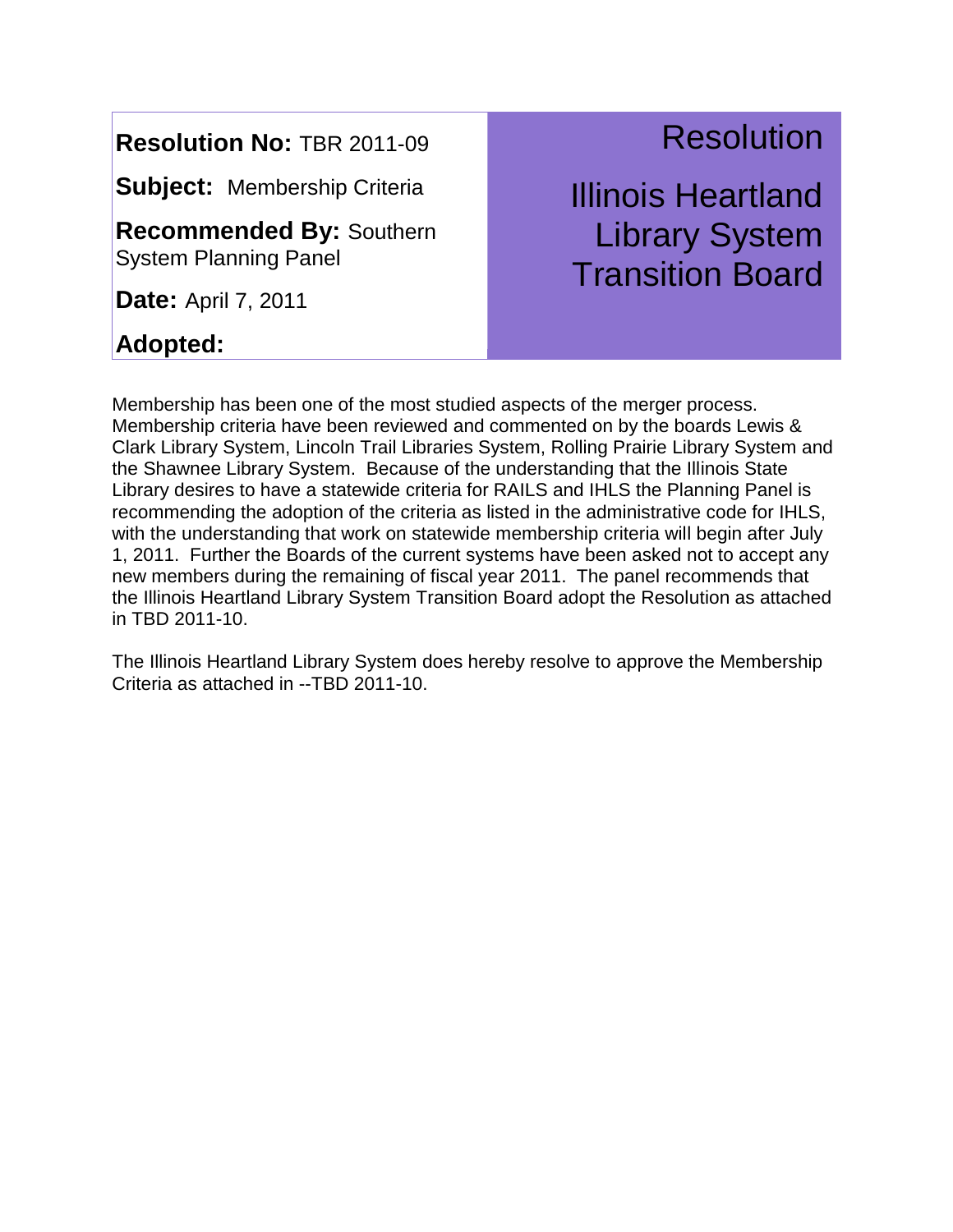**Resolution No:** TBR 2011-09

**Subject:** Membership Criteria

**Recommended By:** Southern System Planning Panel

**Date:** April 7, 2011

**Adopted:**

# Resolution

## Illinois Heartland Library System Transition Board

Membership has been one of the most studied aspects of the merger process. Membership criteria have been reviewed and commented on by the boards Lewis & Clark Library System, Lincoln Trail Libraries System, Rolling Prairie Library System and the Shawnee Library System. Because of the understanding that the Illinois State Library desires to have a statewide criteria for RAILS and IHLS the Planning Panel is recommending the adoption of the criteria as listed in the administrative code for IHLS, with the understanding that work on statewide membership criteria will begin after July 1, 2011. Further the Boards of the current systems have been asked not to accept any new members during the remaining of fiscal year 2011. The panel recommends that the Illinois Heartland Library System Transition Board adopt the Resolution as attached in TBD 2011-10.

The Illinois Heartland Library System does hereby resolve to approve the Membership Criteria as attached in --TBD 2011-10.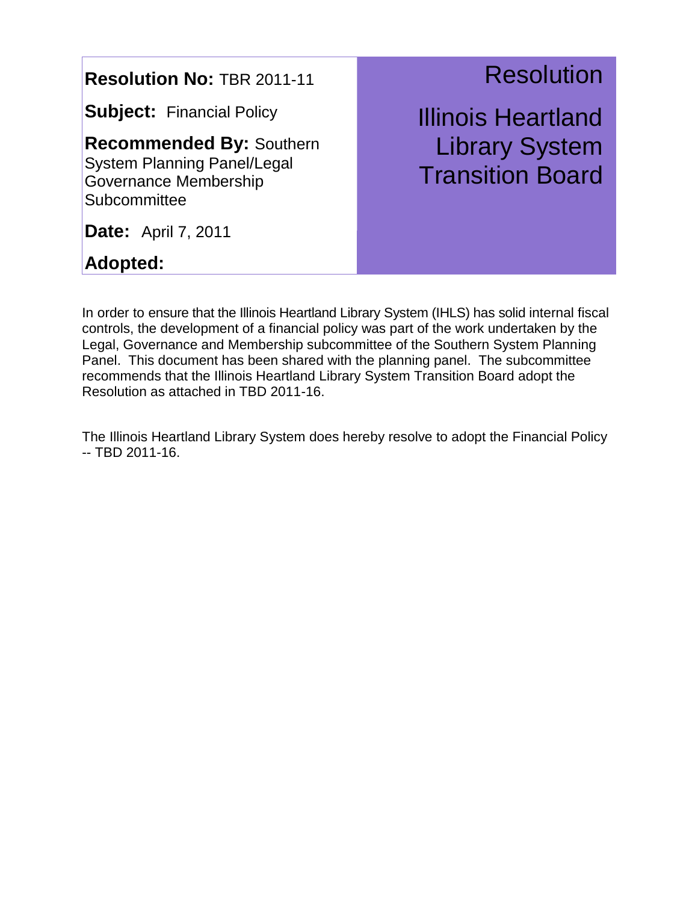**Resolution No:** TBR 2011-11

**Subject:** Financial Policy

**Recommended By:** Southern System Planning Panel/Legal Governance Membership Subcommittee

**Date:** April 7, 2011

**Adopted:**

# Resolution

# Illinois Heartland Library System Transition Board

In order to ensure that the Illinois Heartland Library System (IHLS) has solid internal fiscal controls, the development of a financial policy was part of the work undertaken by the Legal, Governance and Membership subcommittee of the Southern System Planning Panel. This document has been shared with the planning panel. The subcommittee recommends that the Illinois Heartland Library System Transition Board adopt the Resolution as attached in TBD 2011-16.

The Illinois Heartland Library System does hereby resolve to adopt the Financial Policy -- TBD 2011-16.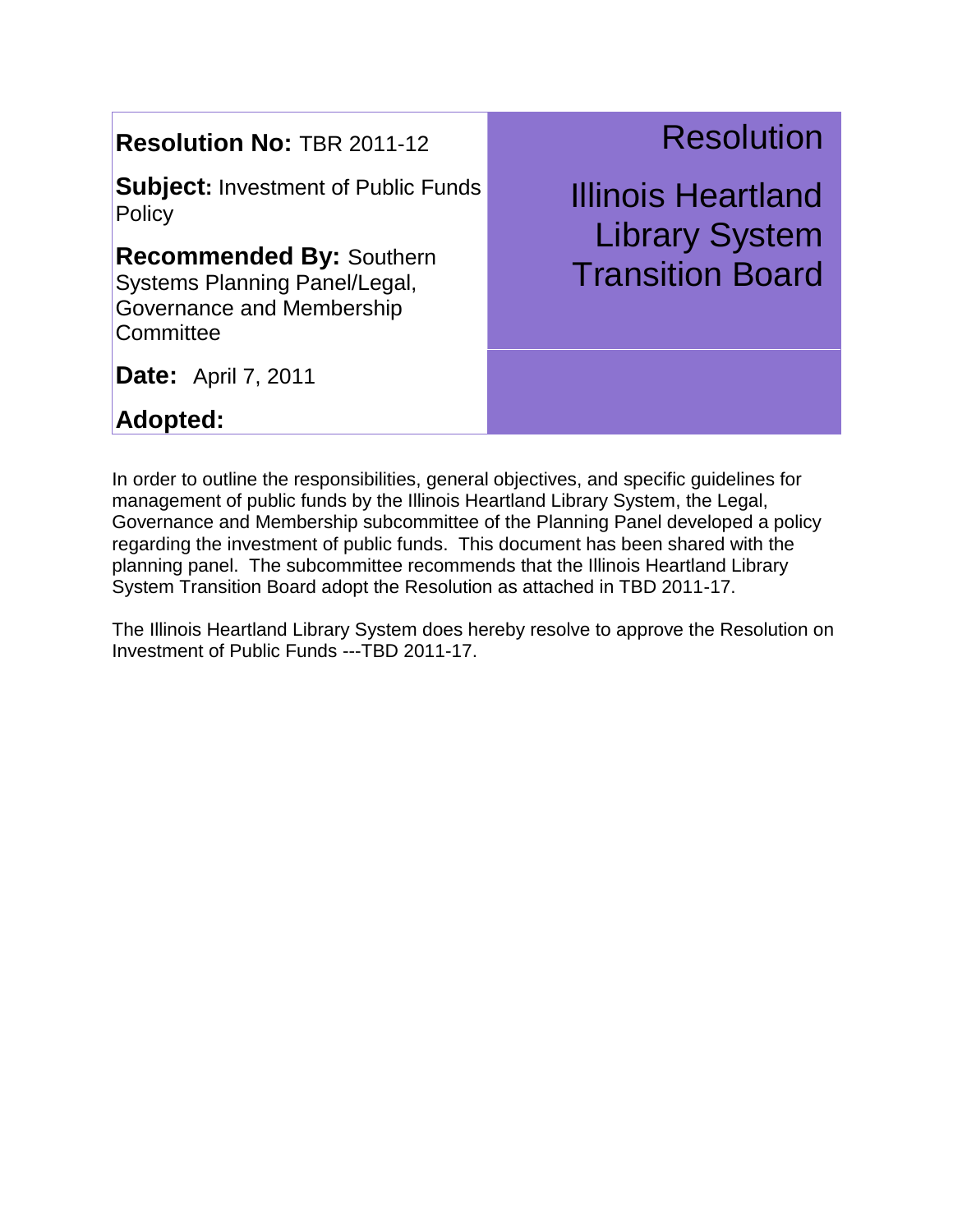| **Resolution No:** TBR 2011-12 | Resolution |
| --- | --- |
| **Subject:** Investment of Public Funds Policy | Illinois Heartland Library System Transition Board |
| **Recommended By:** Southern Systems Planning Panel/Legal, Governance and Membership Committee | |
| **Date:** April 7, 2011 | |
| **Adopted:** | |

In order to outline the responsibilities, general objectives, and specific guidelines for management of public funds by the Illinois Heartland Library System, the Legal, Governance and Membership subcommittee of the Planning Panel developed a policy regarding the investment of public funds. This document has been shared with the planning panel. The subcommittee recommends that the Illinois Heartland Library System Transition Board adopt the Resolution as attached in TBD 2011-17.

The Illinois Heartland Library System does hereby resolve to approve the Resolution on Investment of Public Funds ---TBD 2011-17.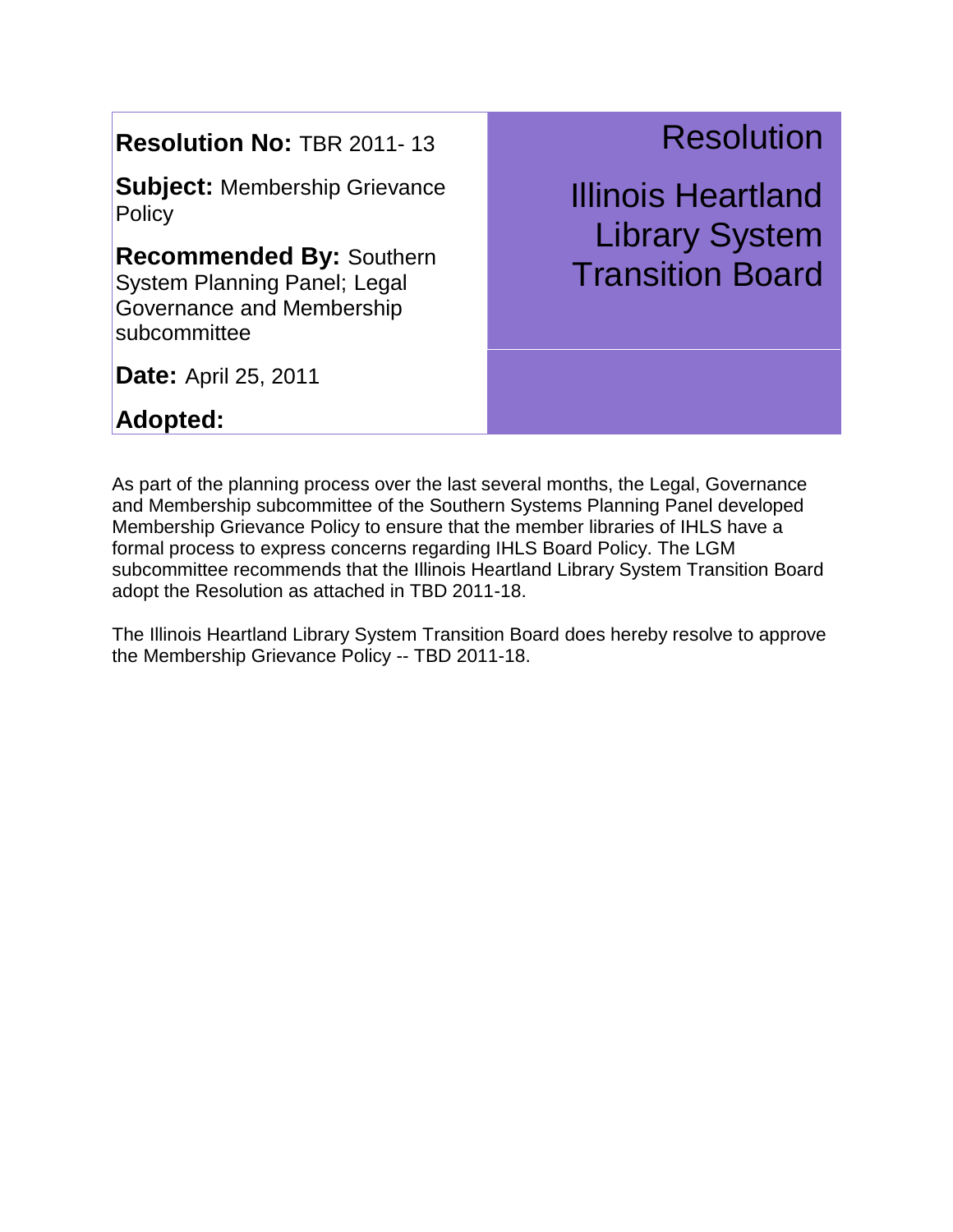| **Resolution No:** TBR 2011- 13 | # Resolution |
| --- | --- |
| **Subject:** Membership Grievance Policy | # Illinois Heartland Library System Transition Board |
| **Recommended By:** Southern System Planning Panel; Legal Governance and Membership subcommittee | |
| **Date:** April 25, 2011 | |
| **Adopted:** | |

As part of the planning process over the last several months, the Legal, Governance and Membership subcommittee of the Southern Systems Planning Panel developed Membership Grievance Policy to ensure that the member libraries of IHLS have a formal process to express concerns regarding IHLS Board Policy. The LGM subcommittee recommends that the Illinois Heartland Library System Transition Board adopt the Resolution as attached in TBD 2011-18.

The Illinois Heartland Library System Transition Board does hereby resolve to approve the Membership Grievance Policy -- TBD 2011-18.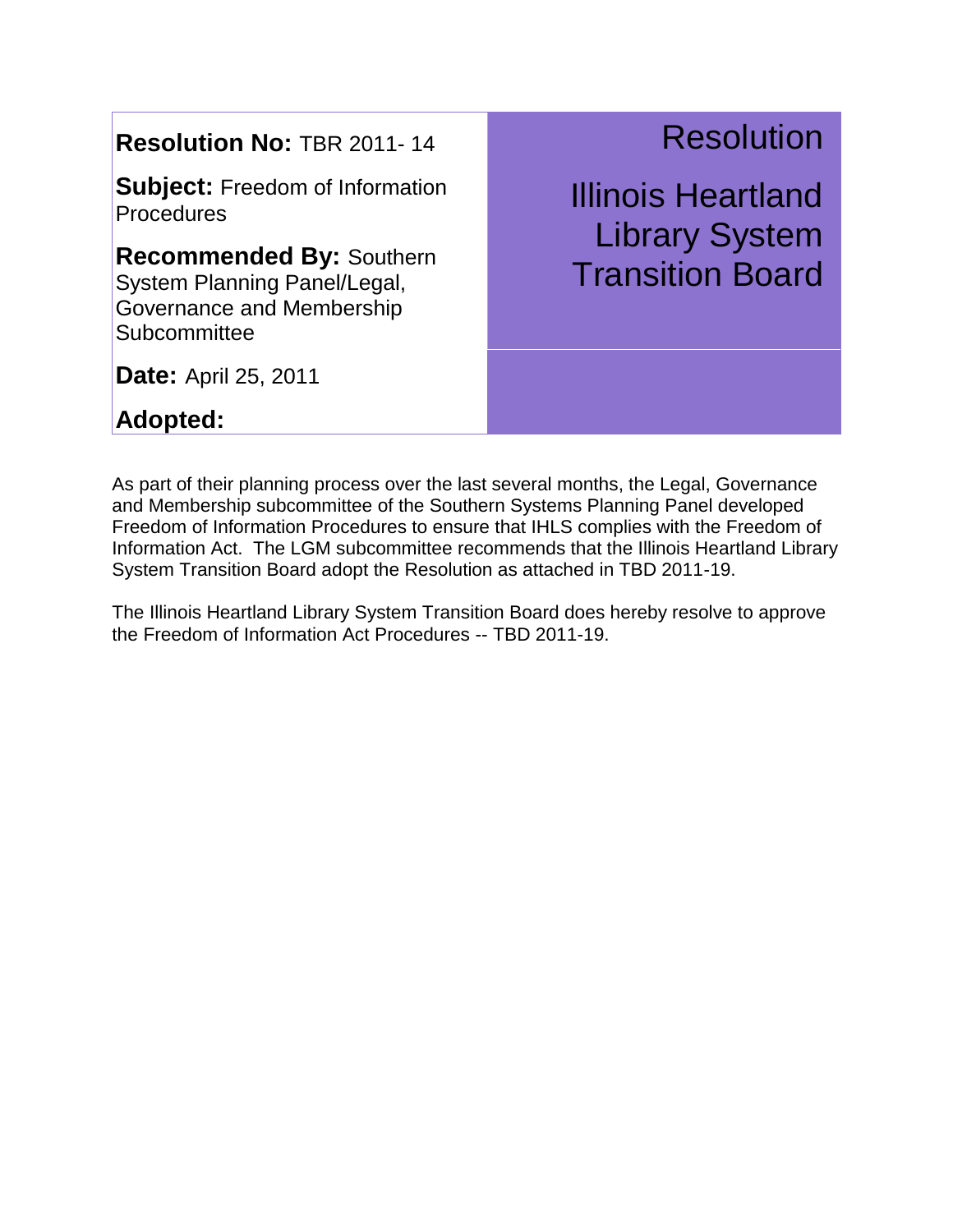**Resolution No:** TBR 2011- 14

**Subject:** Freedom of Information Procedures

**Recommended By:** Southern System Planning Panel/Legal, Governance and Membership Subcommittee

**Date:** April 25, 2011

**Adopted:**

# Resolution

# Illinois Heartland Library System Transition Board

As part of their planning process over the last several months, the Legal, Governance and Membership subcommittee of the Southern Systems Planning Panel developed Freedom of Information Procedures to ensure that IHLS complies with the Freedom of Information Act. The LGM subcommittee recommends that the Illinois Heartland Library System Transition Board adopt the Resolution as attached in TBD 2011-19.

The Illinois Heartland Library System Transition Board does hereby resolve to approve the Freedom of Information Act Procedures -- TBD 2011-19.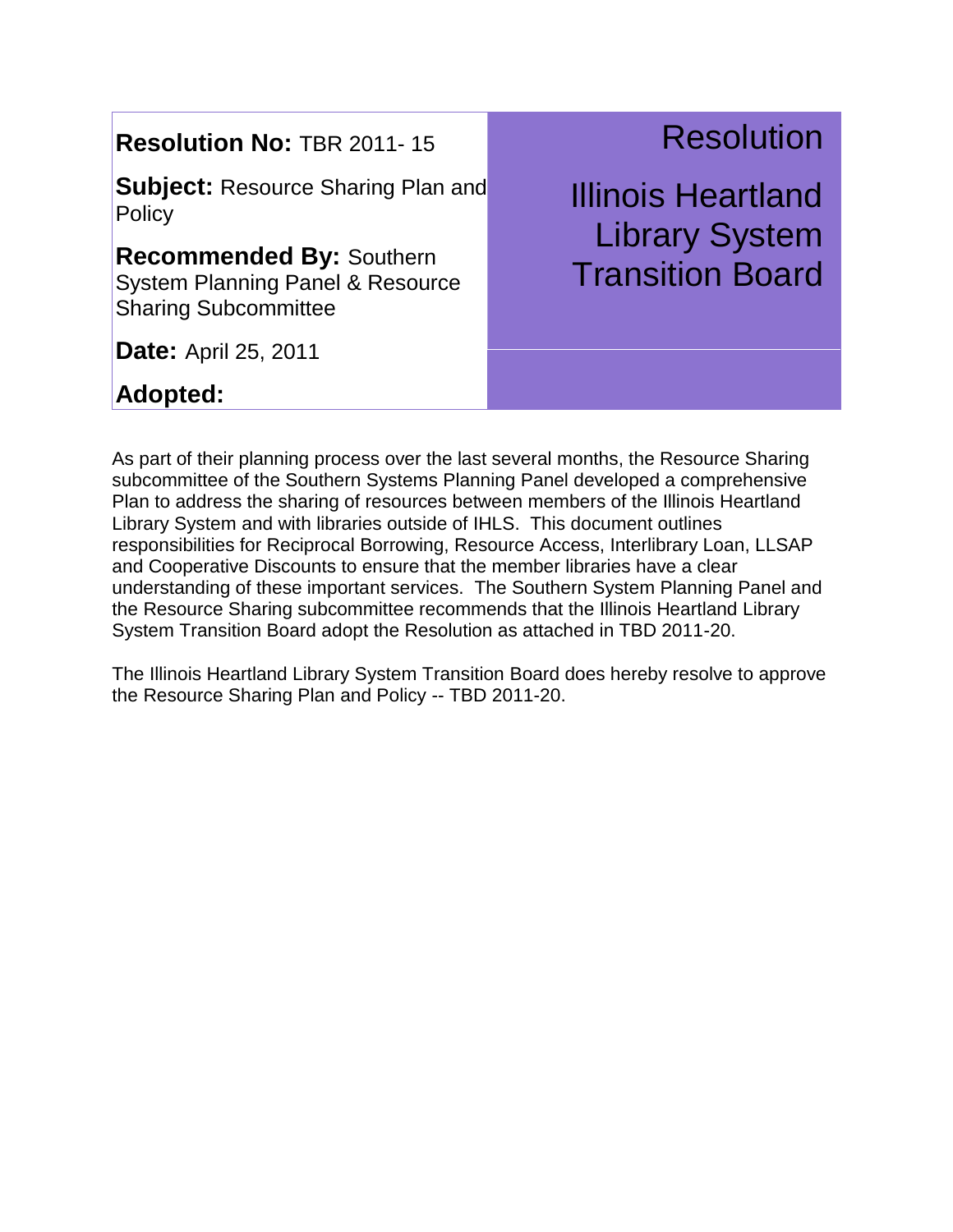**Resolution No:** TBR 2011- 15

**Subject:** Resource Sharing Plan and Policy

**Recommended By:** Southern System Planning Panel & Resource Sharing Subcommittee

**Date:** April 25, 2011

**Adopted:**

# Resolution

## Illinois Heartland Library System Transition Board

As part of their planning process over the last several months, the Resource Sharing subcommittee of the Southern Systems Planning Panel developed a comprehensive Plan to address the sharing of resources between members of the Illinois Heartland Library System and with libraries outside of IHLS. This document outlines responsibilities for Reciprocal Borrowing, Resource Access, Interlibrary Loan, LLSAP and Cooperative Discounts to ensure that the member libraries have a clear understanding of these important services. The Southern System Planning Panel and the Resource Sharing subcommittee recommends that the Illinois Heartland Library System Transition Board adopt the Resolution as attached in TBD 2011-20.

The Illinois Heartland Library System Transition Board does hereby resolve to approve the Resource Sharing Plan and Policy -- TBD 2011-20.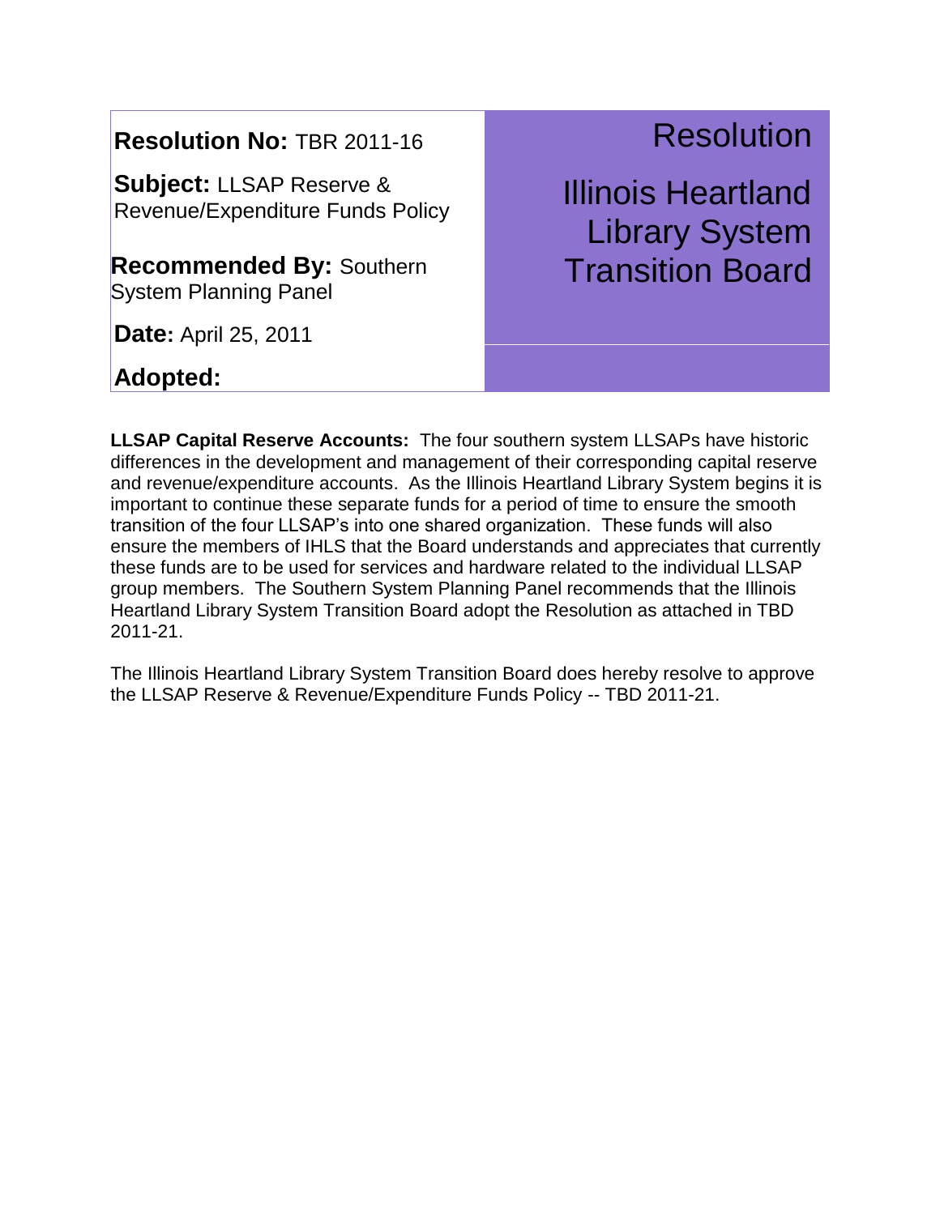**Resolution No:** TBR 2011-16

**Subject:** LLSAP Reserve & Revenue/Expenditure Funds Policy

**Recommended By:** Southern System Planning Panel

**Date:** April 25, 2011

**Adopted:**

# Resolution

# Illinois Heartland Library System Transition Board

**LLSAP Capital Reserve Accounts:** The four southern system LLSAPs have historic differences in the development and management of their corresponding capital reserve and revenue/expenditure accounts. As the Illinois Heartland Library System begins it is important to continue these separate funds for a period of time to ensure the smooth transition of the four LLSAP's into one shared organization. These funds will also ensure the members of IHLS that the Board understands and appreciates that currently these funds are to be used for services and hardware related to the individual LLSAP group members. The Southern System Planning Panel recommends that the Illinois Heartland Library System Transition Board adopt the Resolution as attached in TBD 2011-21.

The Illinois Heartland Library System Transition Board does hereby resolve to approve the LLSAP Reserve & Revenue/Expenditure Funds Policy -- TBD 2011-21.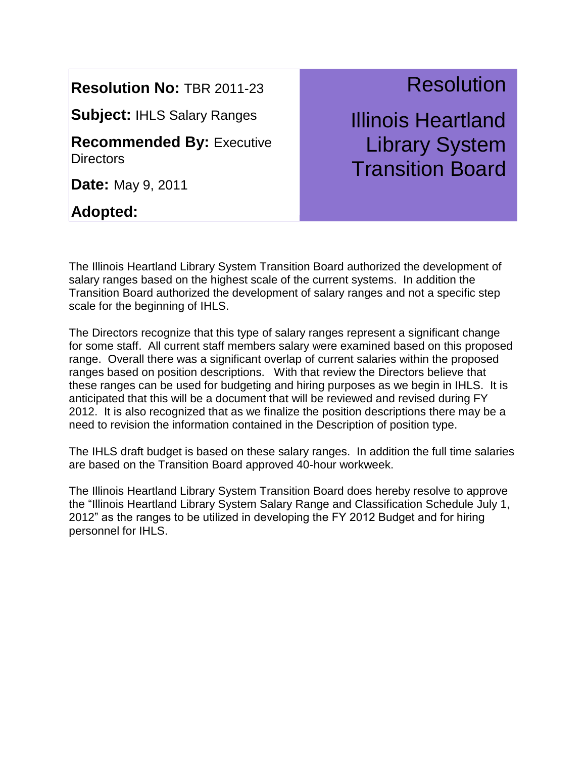**Resolution No:** TBR 2011-23

**Subject:** IHLS Salary Ranges

**Recommended By:** Executive Directors

**Date:** May 9, 2011

**Adopted:**

# Resolution

# Illinois Heartland Library System Transition Board

The Illinois Heartland Library System Transition Board authorized the development of salary ranges based on the highest scale of the current systems. In addition the Transition Board authorized the development of salary ranges and not a specific step scale for the beginning of IHLS.

The Directors recognize that this type of salary ranges represent a significant change for some staff. All current staff members salary were examined based on this proposed range. Overall there was a significant overlap of current salaries within the proposed ranges based on position descriptions. With that review the Directors believe that these ranges can be used for budgeting and hiring purposes as we begin in IHLS. It is anticipated that this will be a document that will be reviewed and revised during FY 2012. It is also recognized that as we finalize the position descriptions there may be a need to revision the information contained in the Description of position type.

The IHLS draft budget is based on these salary ranges. In addition the full time salaries are based on the Transition Board approved 40-hour workweek.

The Illinois Heartland Library System Transition Board does hereby resolve to approve the "Illinois Heartland Library System Salary Range and Classification Schedule July 1, 2012" as the ranges to be utilized in developing the FY 2012 Budget and for hiring personnel for IHLS.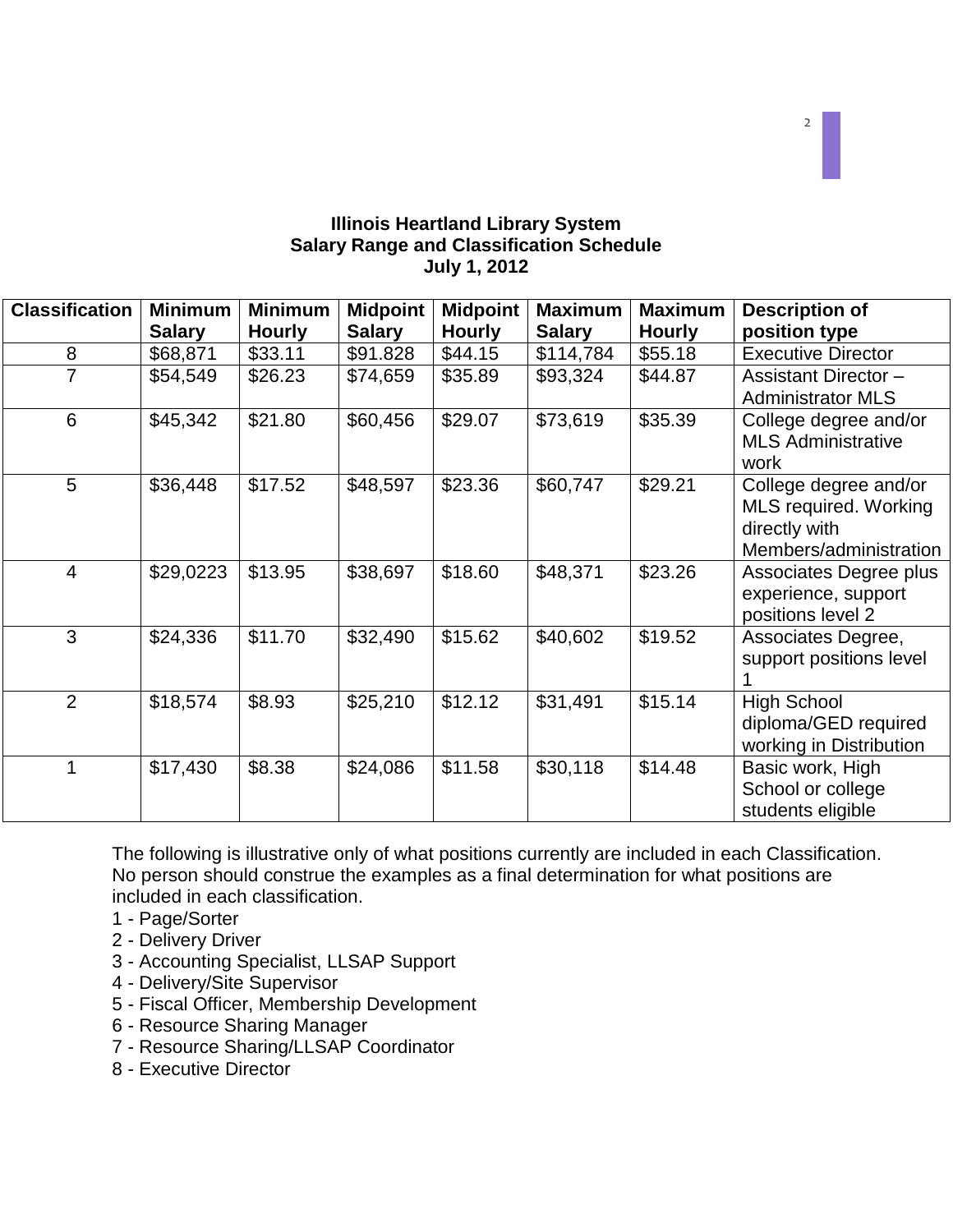**Illinois Heartland Library System**
**Salary Range and Classification Schedule**
**July 1, 2012**

| Classification | Minimum Salary | Minimum Hourly | Midpoint Salary | Midpoint Hourly | Maximum Salary | Maximum Hourly | Description of position type |
|---|---|---|---|---|---|---|---|
| 8 | $68,871 | $33.11 | $91.828 | $44.15 | $114,784 | $55.18 | Executive Director |
| 7 | $54,549 | $26.23 | $74,659 | $35.89 | $93,324 | $44.87 | Assistant Director – Administrator MLS |
| 6 | $45,342 | $21.80 | $60,456 | $29.07 | $73,619 | $35.39 | College degree and/or MLS Administrative work |
| 5 | $36,448 | $17.52 | $48,597 | $23.36 | $60,747 | $29.21 | College degree and/or MLS required. Working directly with Members/administration |
| 4 | $29,0223 | $13.95 | $38,697 | $18.60 | $48,371 | $23.26 | Associates Degree plus experience, support positions level 2 |
| 3 | $24,336 | $11.70 | $32,490 | $15.62 | $40,602 | $19.52 | Associates Degree, support positions level 1 |
| 2 | $18,574 | $8.93 | $25,210 | $12.12 | $31,491 | $15.14 | High School diploma/GED required working in Distribution |
| 1 | $17,430 | $8.38 | $24,086 | $11.58 | $30,118 | $14.48 | Basic work, High School or college students eligible |

The following is illustrative only of what positions currently are included in each Classification. No person should construe the examples as a final determination for what positions are included in each classification.

1 - Page/Sorter
2 - Delivery Driver
3 - Accounting Specialist, LLSAP Support
4 - Delivery/Site Supervisor
5 - Fiscal Officer, Membership Development
6 - Resource Sharing Manager
7 - Resource Sharing/LLSAP Coordinator
8 - Executive Director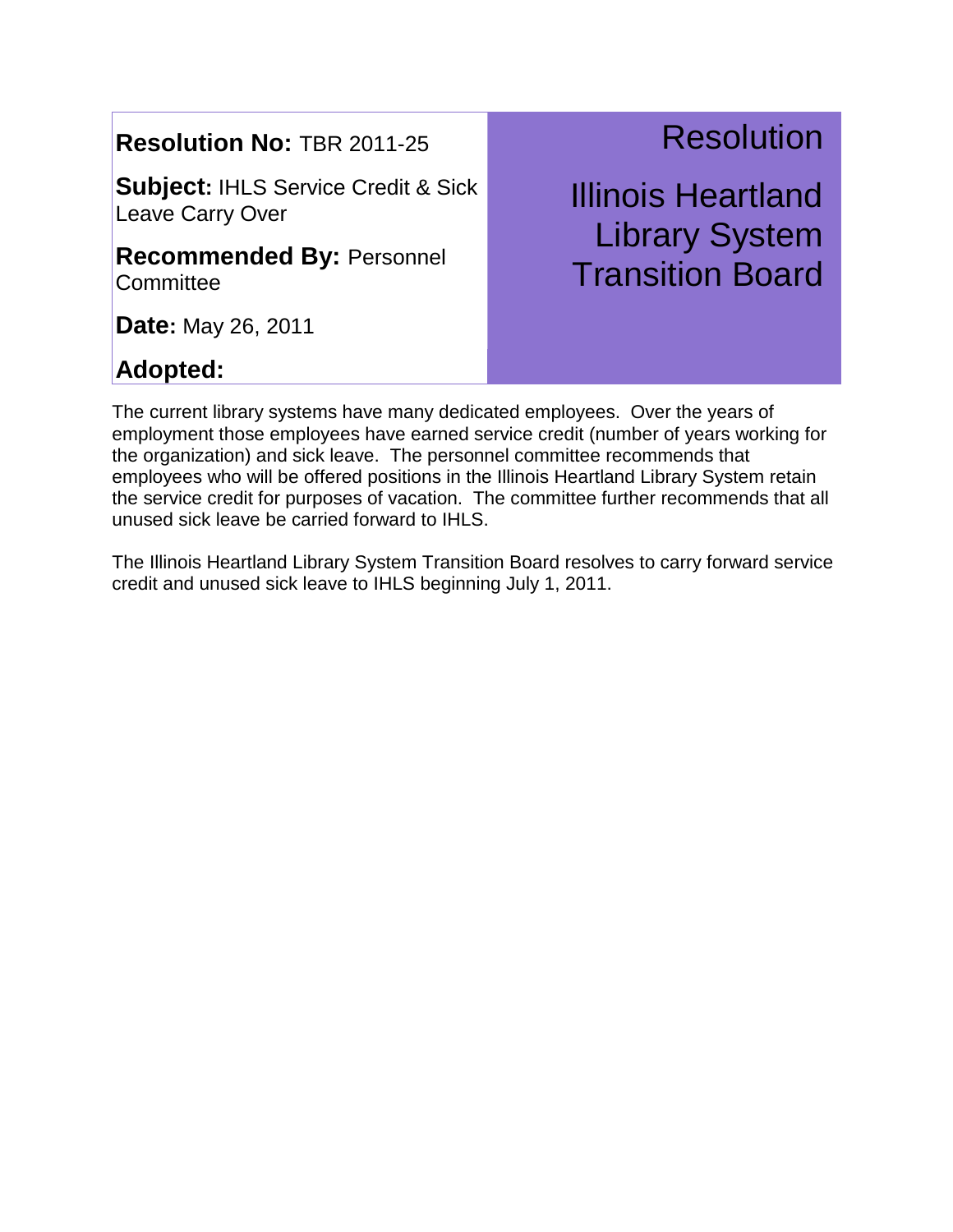# Resolution

## Illinois Heartland Library System Transition Board

**Resolution No:** TBR 2011-25

**Subject:** IHLS Service Credit & Sick Leave Carry Over

**Recommended By:** Personnel Committee

**Date:** May 26, 2011

**Adopted:**

The current library systems have many dedicated employees. Over the years of employment those employees have earned service credit (number of years working for the organization) and sick leave. The personnel committee recommends that employees who will be offered positions in the Illinois Heartland Library System retain the service credit for purposes of vacation. The committee further recommends that all unused sick leave be carried forward to IHLS.

The Illinois Heartland Library System Transition Board resolves to carry forward service credit and unused sick leave to IHLS beginning July 1, 2011.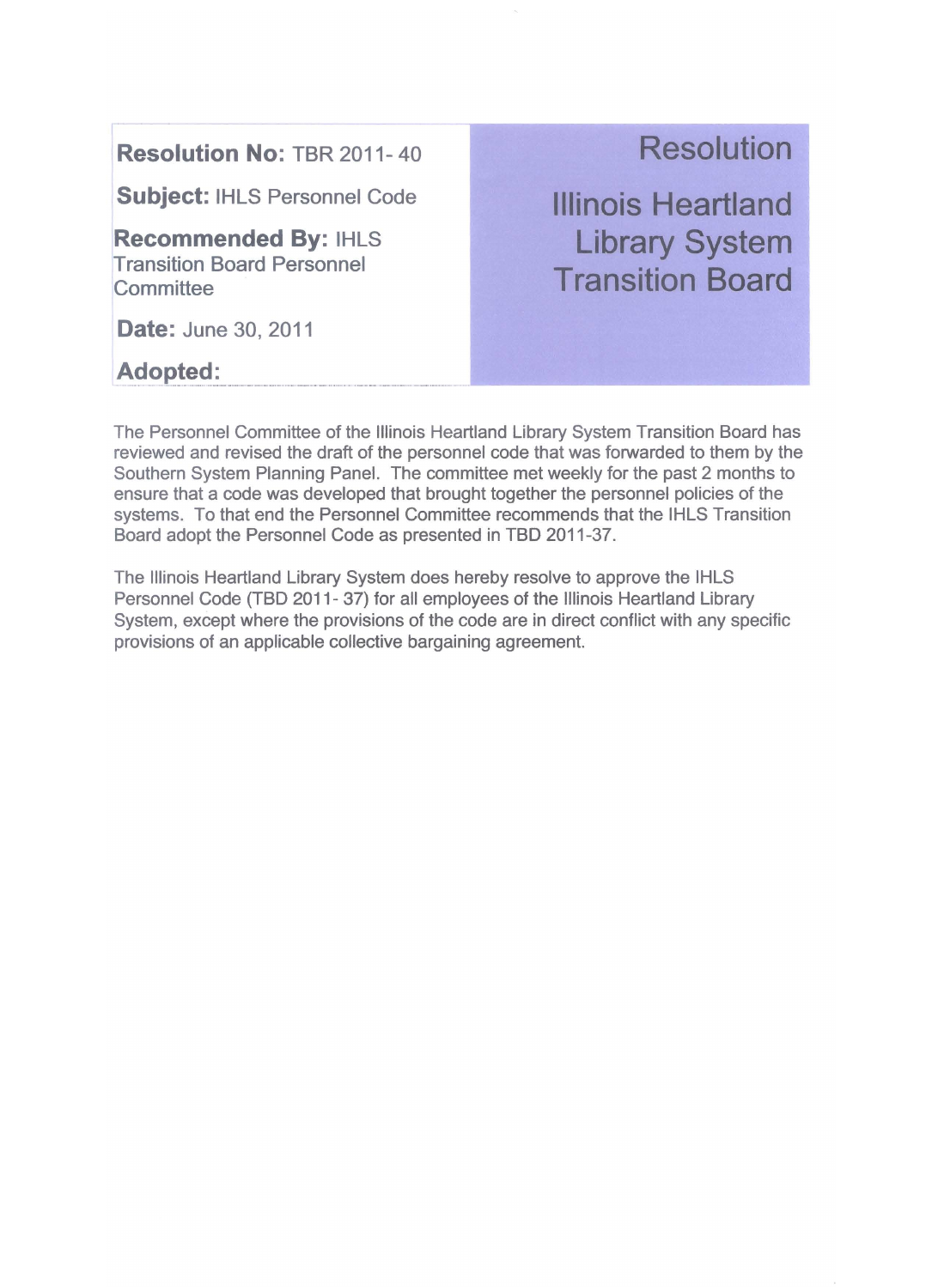**Resolution No:** TBR 2011- 40

**Subject:** IHLS Personnel Code

**Recommended By:** IHLS Transition Board Personnel Committee

**Date:** June 30, 2011

**Adopted:**

# Resolution

# Illinois Heartland Library System Transition Board

The Personnel Committee of the Illinois Heartland Library System Transition Board has reviewed and revised the draft of the personnel code that was forwarded to them by the Southern System Planning Panel. The committee met weekly for the past 2 months to ensure that a code was developed that brought together the personnel policies of the systems. To that end the Personnel Committee recommends that the IHLS Transition Board adopt the Personnel Code as presented in TBD 2011-37.

The Illinois Heartland Library System does hereby resolve to approve the IHLS Personnel Code (TBD 2011- 37) for all employees of the Illinois Heartland Library System, except where the provisions of the code are in direct conflict with any specific provisions of an applicable collective bargaining agreement.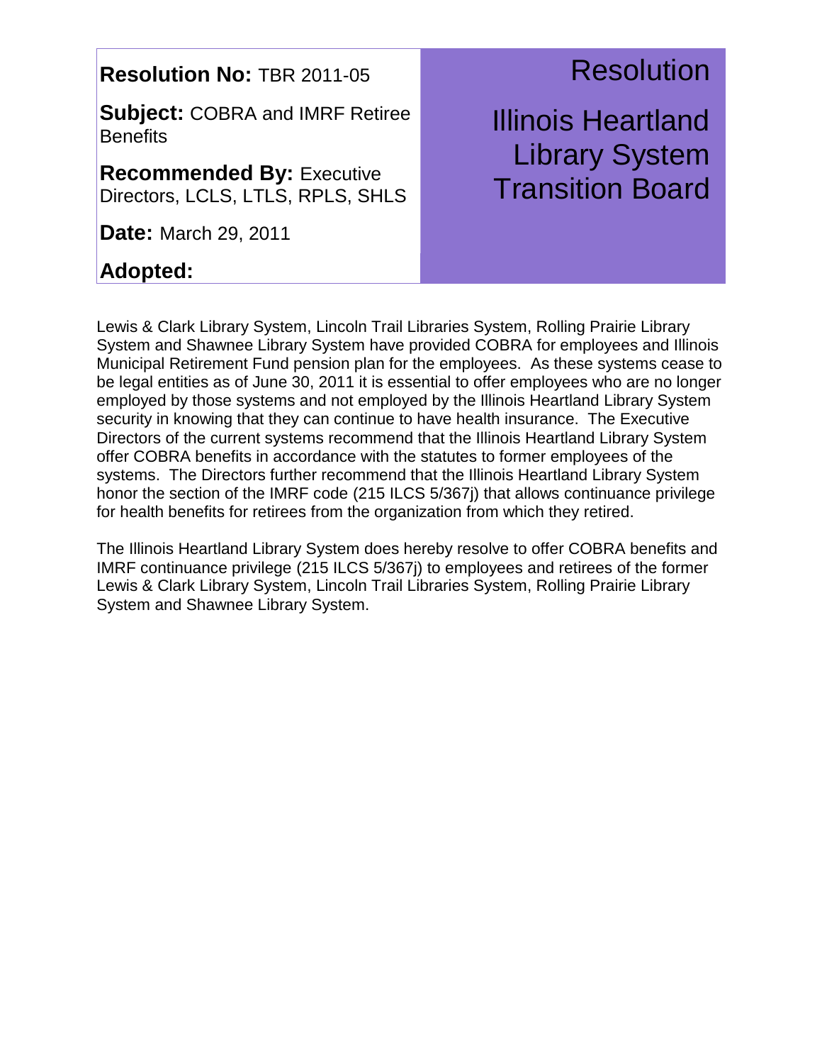**Resolution No:** TBR 2011-05

**Subject:** COBRA and IMRF Retiree Benefits

**Recommended By:** Executive Directors, LCLS, LTLS, RPLS, SHLS

**Date:** March 29, 2011

**Adopted:**

# Resolution

# Illinois Heartland Library System Transition Board

Lewis & Clark Library System, Lincoln Trail Libraries System, Rolling Prairie Library System and Shawnee Library System have provided COBRA for employees and Illinois Municipal Retirement Fund pension plan for the employees. As these systems cease to be legal entities as of June 30, 2011 it is essential to offer employees who are no longer employed by those systems and not employed by the Illinois Heartland Library System security in knowing that they can continue to have health insurance. The Executive Directors of the current systems recommend that the Illinois Heartland Library System offer COBRA benefits in accordance with the statutes to former employees of the systems. The Directors further recommend that the Illinois Heartland Library System honor the section of the IMRF code (215 ILCS 5/367j) that allows continuance privilege for health benefits for retirees from the organization from which they retired.

The Illinois Heartland Library System does hereby resolve to offer COBRA benefits and IMRF continuance privilege (215 ILCS 5/367j) to employees and retirees of the former Lewis & Clark Library System, Lincoln Trail Libraries System, Rolling Prairie Library System and Shawnee Library System.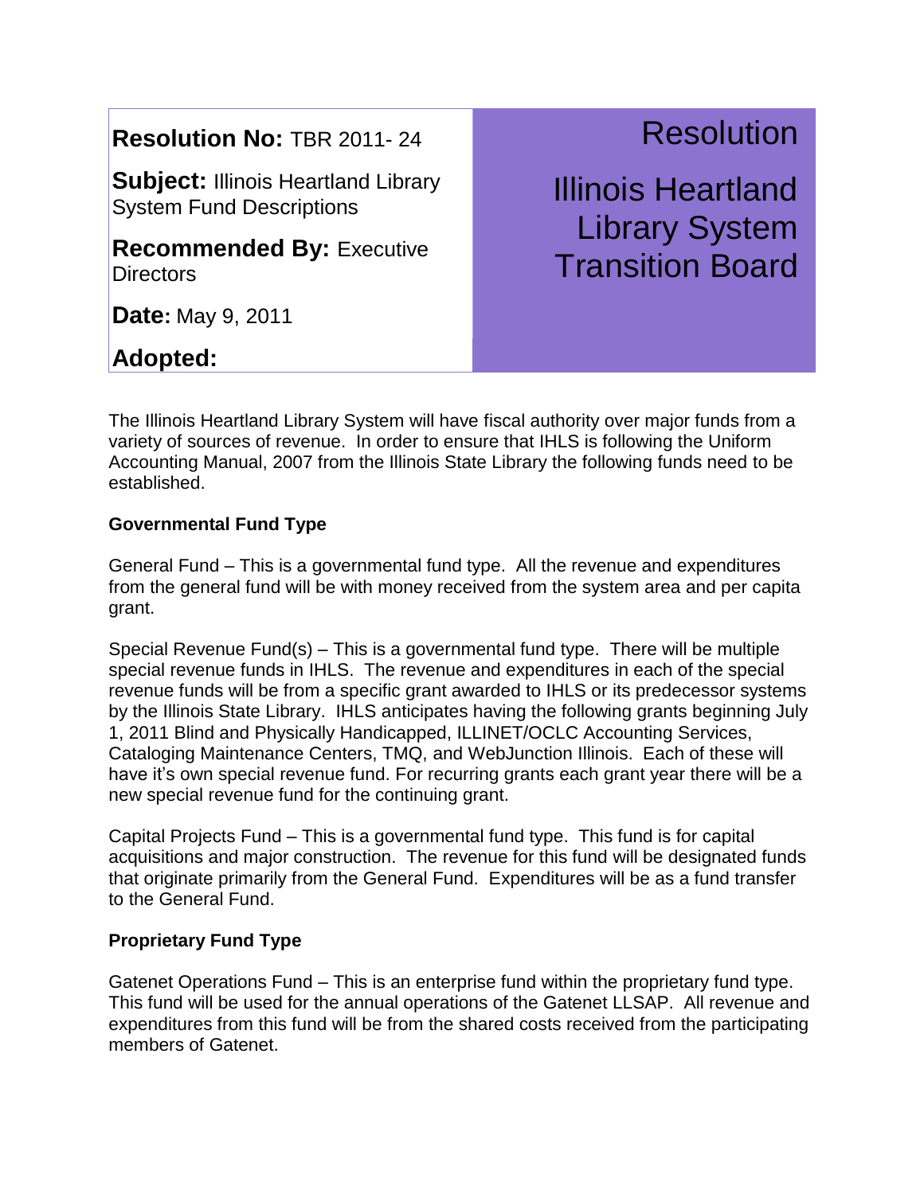**Resolution No:** TBR 2011- 24

**Subject:** Illinois Heartland Library System Fund Descriptions

**Recommended By:** Executive Directors

**Date:** May 9, 2011

**Adopted:**

# Resolution

## Illinois Heartland Library System Transition Board

The Illinois Heartland Library System will have fiscal authority over major funds from a variety of sources of revenue. In order to ensure that IHLS is following the Uniform Accounting Manual, 2007 from the Illinois State Library the following funds need to be established.

**Governmental Fund Type**

General Fund – This is a governmental fund type. All the revenue and expenditures from the general fund will be with money received from the system area and per capita grant.

Special Revenue Fund(s) – This is a governmental fund type. There will be multiple special revenue funds in IHLS. The revenue and expenditures in each of the special revenue funds will be from a specific grant awarded to IHLS or its predecessor systems by the Illinois State Library. IHLS anticipates having the following grants beginning July 1, 2011 Blind and Physically Handicapped, ILLINET/OCLC Accounting Services, Cataloging Maintenance Centers, TMQ, and WebJunction Illinois. Each of these will have it's own special revenue fund. For recurring grants each grant year there will be a new special revenue fund for the continuing grant.

Capital Projects Fund – This is a governmental fund type. This fund is for capital acquisitions and major construction. The revenue for this fund will be designated funds that originate primarily from the General Fund. Expenditures will be as a fund transfer to the General Fund.

**Proprietary Fund Type**

Gatenet Operations Fund – This is an enterprise fund within the proprietary fund type. This fund will be used for the annual operations of the Gatenet LLSAP. All revenue and expenditures from this fund will be from the shared costs received from the participating members of Gatenet.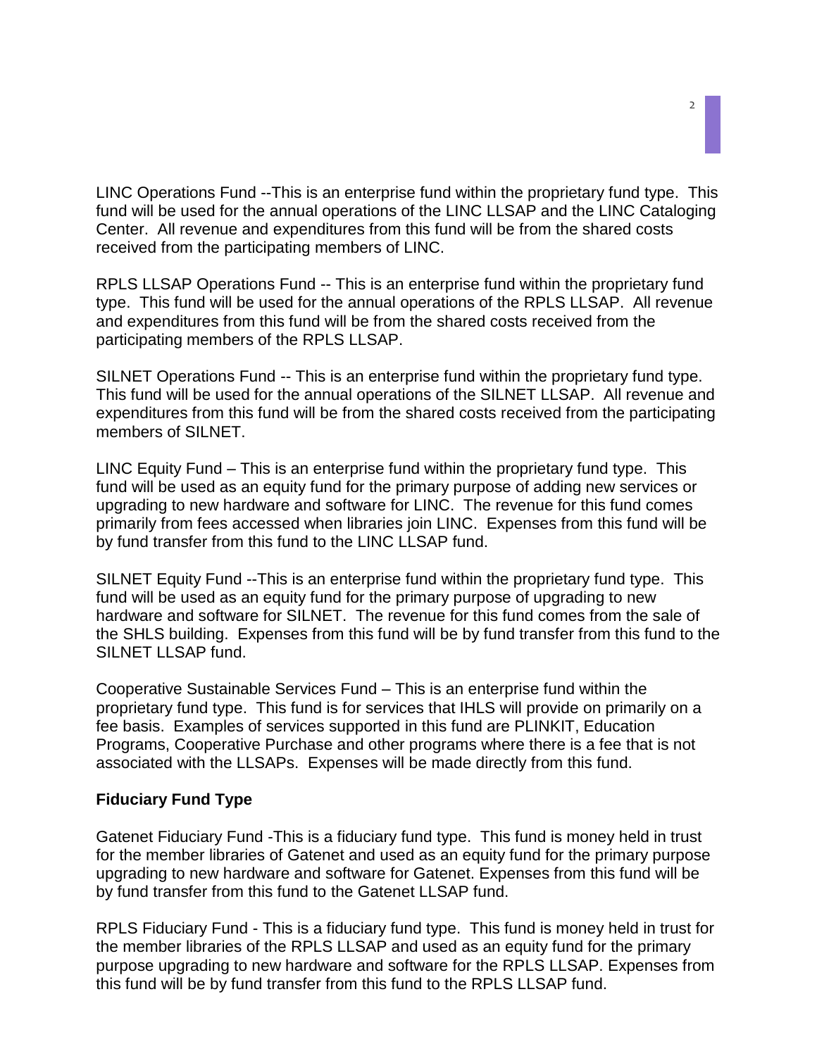LINC Operations Fund --This is an enterprise fund within the proprietary fund type. This fund will be used for the annual operations of the LINC LLSAP and the LINC Cataloging Center. All revenue and expenditures from this fund will be from the shared costs received from the participating members of LINC.

RPLS LLSAP Operations Fund -- This is an enterprise fund within the proprietary fund type. This fund will be used for the annual operations of the RPLS LLSAP. All revenue and expenditures from this fund will be from the shared costs received from the participating members of the RPLS LLSAP.

SILNET Operations Fund -- This is an enterprise fund within the proprietary fund type. This fund will be used for the annual operations of the SILNET LLSAP. All revenue and expenditures from this fund will be from the shared costs received from the participating members of SILNET.

LINC Equity Fund – This is an enterprise fund within the proprietary fund type. This fund will be used as an equity fund for the primary purpose of adding new services or upgrading to new hardware and software for LINC. The revenue for this fund comes primarily from fees accessed when libraries join LINC. Expenses from this fund will be by fund transfer from this fund to the LINC LLSAP fund.

SILNET Equity Fund --This is an enterprise fund within the proprietary fund type. This fund will be used as an equity fund for the primary purpose of upgrading to new hardware and software for SILNET. The revenue for this fund comes from the sale of the SHLS building. Expenses from this fund will be by fund transfer from this fund to the SILNET LLSAP fund.

Cooperative Sustainable Services Fund – This is an enterprise fund within the proprietary fund type. This fund is for services that IHLS will provide on primarily on a fee basis. Examples of services supported in this fund are PLINKIT, Education Programs, Cooperative Purchase and other programs where there is a fee that is not associated with the LLSAPs. Expenses will be made directly from this fund.

**Fiduciary Fund Type**

Gatenet Fiduciary Fund -This is a fiduciary fund type. This fund is money held in trust for the member libraries of Gatenet and used as an equity fund for the primary purpose upgrading to new hardware and software for Gatenet. Expenses from this fund will be by fund transfer from this fund to the Gatenet LLSAP fund.

RPLS Fiduciary Fund - This is a fiduciary fund type. This fund is money held in trust for the member libraries of the RPLS LLSAP and used as an equity fund for the primary purpose upgrading to new hardware and software for the RPLS LLSAP. Expenses from this fund will be by fund transfer from this fund to the RPLS LLSAP fund.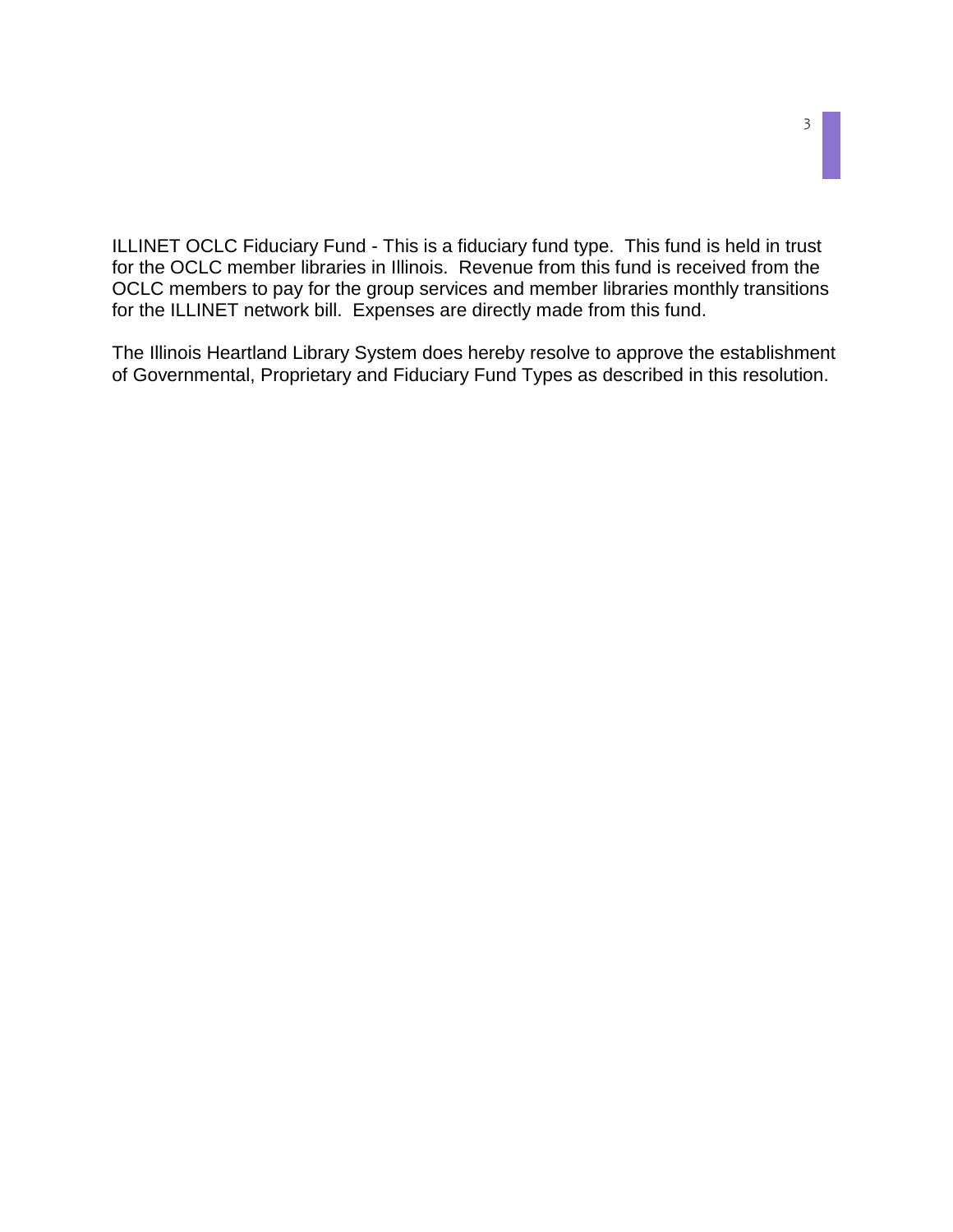ILLINET OCLC Fiduciary Fund - This is a fiduciary fund type. This fund is held in trust for the OCLC member libraries in Illinois. Revenue from this fund is received from the OCLC members to pay for the group services and member libraries monthly transitions for the ILLINET network bill. Expenses are directly made from this fund.

The Illinois Heartland Library System does hereby resolve to approve the establishment of Governmental, Proprietary and Fiduciary Fund Types as described in this resolution.